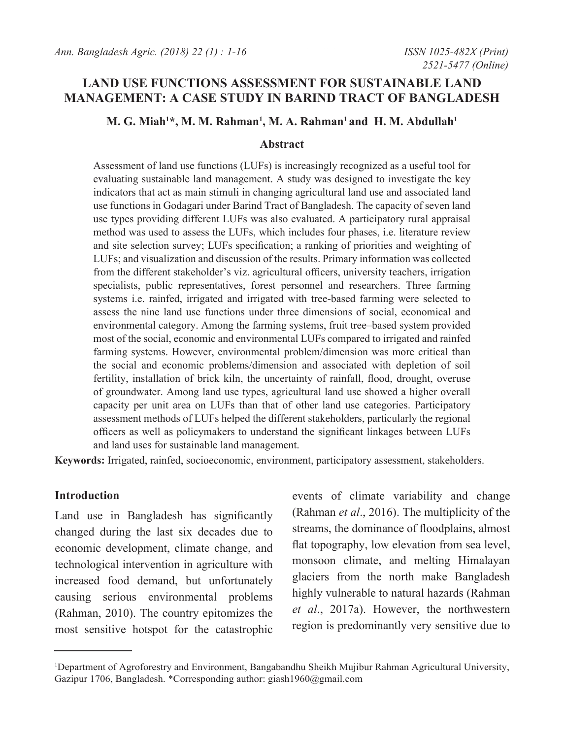# LAND USE FUNCTIONS ASSESSMENT FOR SUSTAINABLE LAND MANAGEMENT: A CASE STUDY IN BARIND TRACT OF BANGLADESH

**M. G. Miah[1]*, M. M. Rahman[1], M. A. Rahman[1] and H. M. Abdullah[1]**

## Abstract

Assessment of land use functions (LUFs) is increasingly recognized as a useful tool for evaluating sustainable land management. A study was designed to investigate the key indicators that act as main stimuli in changing agricultural land use and associated land use functions in Godagari under Barind Tract of Bangladesh. The capacity of seven land use types providing different LUFs was also evaluated. A participatory rural appraisal method was used to assess the LUFs, which includes four phases, i.e. literature review and site selection survey; LUFs specification; a ranking of priorities and weighting of LUFs; and visualization and discussion of the results. Primary information was collected from the different stakeholder's viz. agricultural officers, university teachers, irrigation specialists, public representatives, forest personnel and researchers. Three farming systems i.e. rainfed, irrigated and irrigated with tree-based farming were selected to assess the nine land use functions under three dimensions of social, economical and environmental category. Among the farming systems, fruit tree–based system provided most of the social, economic and environmental LUFs compared to irrigated and rainfed farming systems. However, environmental problem/dimension was more critical than the social and economic problems/dimension and associated with depletion of soil fertility, installation of brick kiln, the uncertainty of rainfall, flood, drought, overuse of groundwater. Among land use types, agricultural land use showed a higher overall capacity per unit area on LUFs than that of other land use categories. Participatory assessment methods of LUFs helped the different stakeholders, particularly the regional officers as well as policymakers to understand the significant linkages between LUFs and land uses for sustainable land management.

**Keywords:** Irrigated, rainfed, socioeconomic, environment, participatory assessment, stakeholders.

## Introduction

Land use in Bangladesh has significantly changed during the last six decades due to economic development, climate change, and technological intervention in agriculture with increased food demand, but unfortunately causing serious environmental problems (Rahman, 2010). The country epitomizes the most sensitive hotspot for the catastrophic events of climate variability and change (Rahman *et al*., 2016). The multiplicity of the streams, the dominance of floodplains, almost flat topography, low elevation from sea level, monsoon climate, and melting Himalayan glaciers from the north make Bangladesh highly vulnerable to natural hazards (Rahman *et al*., 2017a). However, the northwestern region is predominantly very sensitive due to

[1]Department of Agroforestry and Environment, Bangabandhu Sheikh Mujibur Rahman Agricultural University, Gazipur 1706, Bangladesh. *Corresponding author: giash1960@gmail.com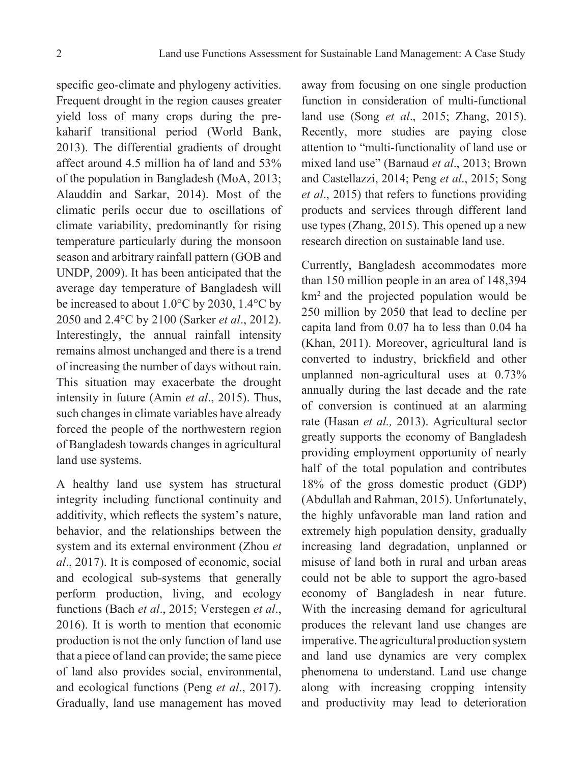specific geo-climate and phylogeny activities. Frequent drought in the region causes greater yield loss of many crops during the pre-kaharif transitional period (World Bank, 2013). The differential gradients of drought affect around 4.5 million ha of land and 53% of the population in Bangladesh (MoA, 2013; Alauddin and Sarkar, 2014). Most of the climatic perils occur due to oscillations of climate variability, predominantly for rising temperature particularly during the monsoon season and arbitrary rainfall pattern (GOB and UNDP, 2009). It has been anticipated that the average day temperature of Bangladesh will be increased to about 1.0°C by 2030, 1.4°C by 2050 and 2.4°C by 2100 (Sarker *et al*., 2012). Interestingly, the annual rainfall intensity remains almost unchanged and there is a trend of increasing the number of days without rain. This situation may exacerbate the drought intensity in future (Amin *et al*., 2015). Thus, such changes in climate variables have already forced the people of the northwestern region of Bangladesh towards changes in agricultural land use systems.

A healthy land use system has structural integrity including functional continuity and additivity, which reflects the system's nature, behavior, and the relationships between the system and its external environment (Zhou *et al*., 2017). It is composed of economic, social and ecological sub-systems that generally perform production, living, and ecology functions (Bach *et al*., 2015; Verstegen *et al*., 2016). It is worth to mention that economic production is not the only function of land use that a piece of land can provide; the same piece of land also provides social, environmental, and ecological functions (Peng *et al*., 2017). Gradually, land use management has moved away from focusing on one single production function in consideration of multi-functional land use (Song *et al*., 2015; Zhang, 2015). Recently, more studies are paying close attention to "multi-functionality of land use or mixed land use" (Barnaud *et al*., 2013; Brown and Castellazzi, 2014; Peng *et al*., 2015; Song *et al*., 2015) that refers to functions providing products and services through different land use types (Zhang, 2015). This opened up a new research direction on sustainable land use.

Currently, Bangladesh accommodates more than 150 million people in an area of 148,394 km$^2$ and the projected population would be 250 million by 2050 that lead to decline per capita land from 0.07 ha to less than 0.04 ha (Khan, 2011). Moreover, agricultural land is converted to industry, brickfield and other unplanned non-agricultural uses at 0.73% annually during the last decade and the rate of conversion is continued at an alarming rate (Hasan *et al.,* 2013). Agricultural sector greatly supports the economy of Bangladesh providing employment opportunity of nearly half of the total population and contributes 18% of the gross domestic product (GDP) (Abdullah and Rahman, 2015). Unfortunately, the highly unfavorable man land ration and extremely high population density, gradually increasing land degradation, unplanned or misuse of land both in rural and urban areas could not be able to support the agro-based economy of Bangladesh in near future. With the increasing demand for agricultural produces the relevant land use changes are imperative. The agricultural production system and land use dynamics are very complex phenomena to understand. Land use change along with increasing cropping intensity and productivity may lead to deterioration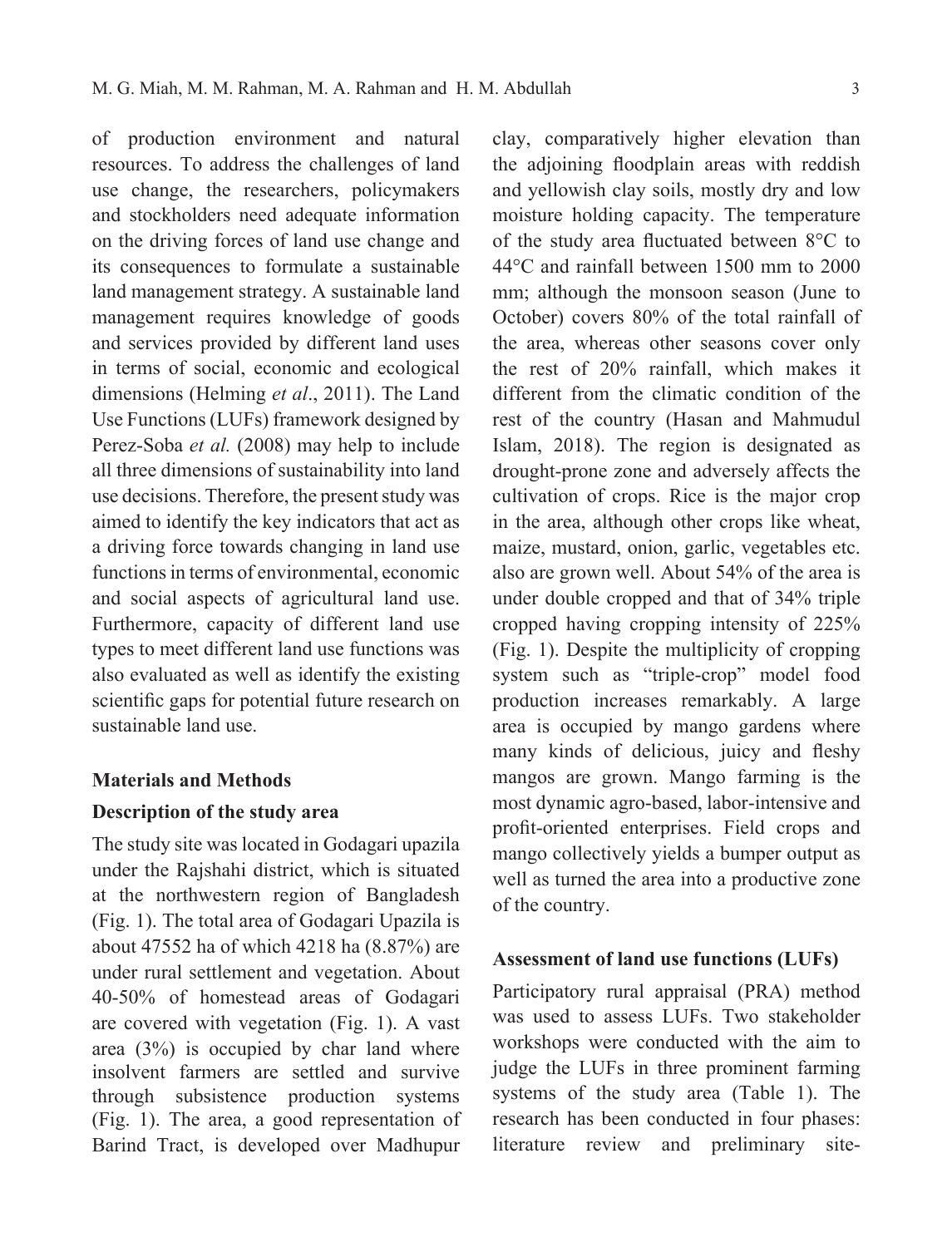of production environment and natural resources. To address the challenges of land use change, the researchers, policymakers and stockholders need adequate information on the driving forces of land use change and its consequences to formulate a sustainable land management strategy. A sustainable land management requires knowledge of goods and services provided by different land uses in terms of social, economic and ecological dimensions (Helming *et al*., 2011). The Land Use Functions (LUFs) framework designed by Perez-Soba *et al.* (2008) may help to include all three dimensions of sustainability into land use decisions. Therefore, the present study was aimed to identify the key indicators that act as a driving force towards changing in land use functions in terms of environmental, economic and social aspects of agricultural land use. Furthermore, capacity of different land use types to meet different land use functions was also evaluated as well as identify the existing scientific gaps for potential future research on sustainable land use.

## Materials and Methods

### Description of the study area

The study site was located in Godagari upazila under the Rajshahi district, which is situated at the northwestern region of Bangladesh (Fig. 1). The total area of Godagari Upazila is about 47552 ha of which 4218 ha (8.87%) are under rural settlement and vegetation. About 40-50% of homestead areas of Godagari are covered with vegetation (Fig. 1). A vast area (3%) is occupied by char land where insolvent farmers are settled and survive through subsistence production systems (Fig. 1). The area, a good representation of Barind Tract, is developed over Madhupur clay, comparatively higher elevation than the adjoining floodplain areas with reddish and yellowish clay soils, mostly dry and low moisture holding capacity. The temperature of the study area fluctuated between 8°C to 44°C and rainfall between 1500 mm to 2000 mm; although the monsoon season (June to October) covers 80% of the total rainfall of the area, whereas other seasons cover only the rest of 20% rainfall, which makes it different from the climatic condition of the rest of the country (Hasan and Mahmudul Islam, 2018). The region is designated as drought-prone zone and adversely affects the cultivation of crops. Rice is the major crop in the area, although other crops like wheat, maize, mustard, onion, garlic, vegetables etc. also are grown well. About 54% of the area is under double cropped and that of 34% triple cropped having cropping intensity of 225% (Fig. 1). Despite the multiplicity of cropping system such as "triple-crop" model food production increases remarkably. A large area is occupied by mango gardens where many kinds of delicious, juicy and fleshy mangos are grown. Mango farming is the most dynamic agro-based, labor-intensive and profit-oriented enterprises. Field crops and mango collectively yields a bumper output as well as turned the area into a productive zone of the country.

### Assessment of land use functions (LUFs)

Participatory rural appraisal (PRA) method was used to assess LUFs. Two stakeholder workshops were conducted with the aim to judge the LUFs in three prominent farming systems of the study area (Table 1). The research has been conducted in four phases: literature review and preliminary site-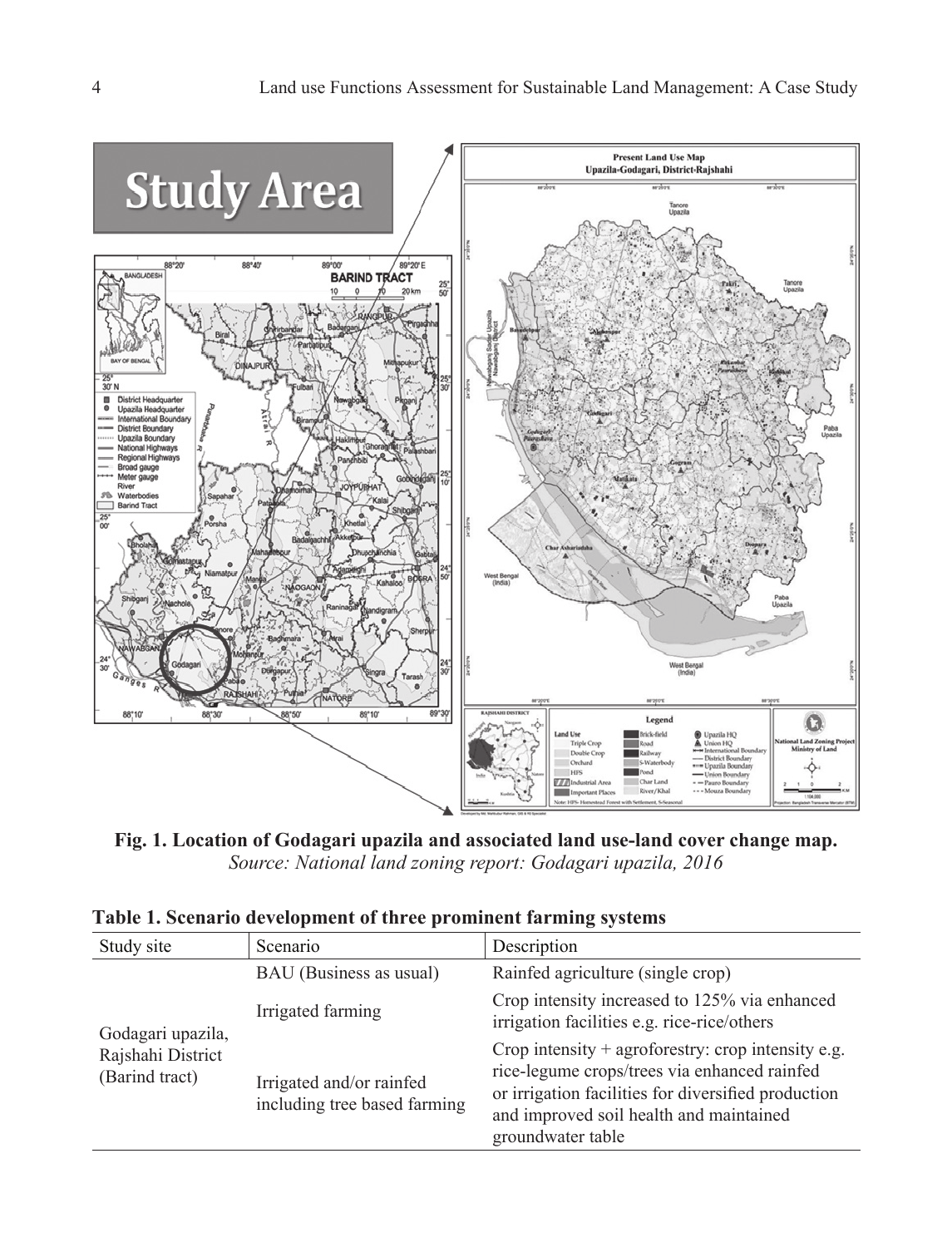**Fig. 1. Location of Godagari upazila and associated land use-land cover change map.**
*Source: National land zoning report: Godagari upazila, 2016*

**Table 1. Scenario development of three prominent farming systems**

| Study site | Scenario | Description |
|---|---|---|
| Godagari upazila, Rajshahi District (Barind tract) | BAU (Business as usual) | Rainfed agriculture (single crop) |
| | Irrigated farming | Crop intensity increased to 125% via enhanced irrigation facilities e.g. rice-rice/others |
| | Irrigated and/or rainfed including tree based farming | Crop intensity + agroforestry: crop intensity e.g. rice-legume crops/trees via enhanced rainfed or irrigation facilities for diversified production and improved soil health and maintained groundwater table |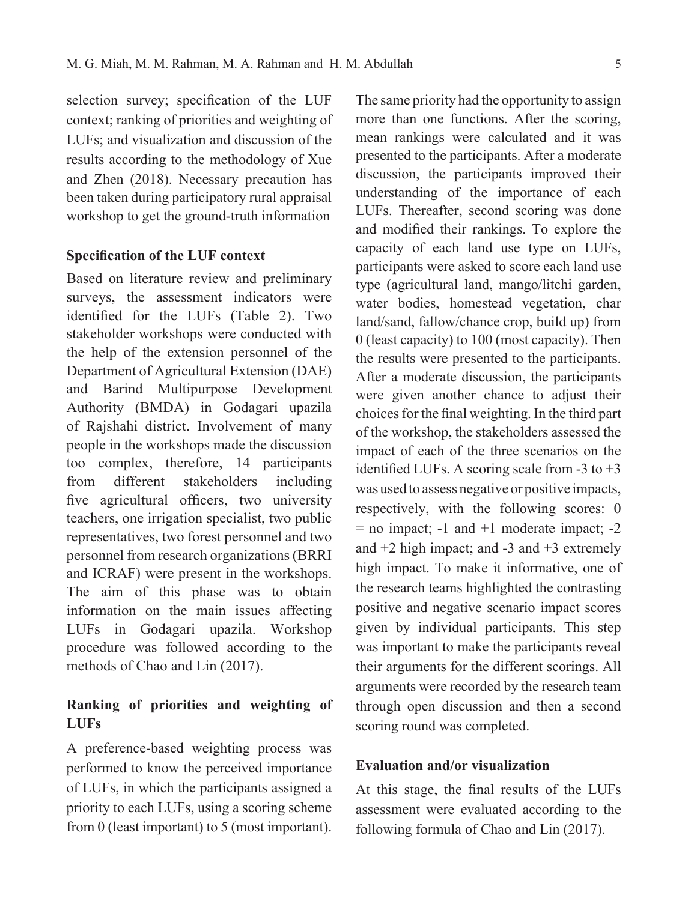selection survey; specification of the LUF context; ranking of priorities and weighting of LUFs; and visualization and discussion of the results according to the methodology of Xue and Zhen (2018). Necessary precaution has been taken during participatory rural appraisal workshop to get the ground-truth information

### Specification of the LUF context

Based on literature review and preliminary surveys, the assessment indicators were identified for the LUFs (Table 2). Two stakeholder workshops were conducted with the help of the extension personnel of the Department of Agricultural Extension (DAE) and Barind Multipurpose Development Authority (BMDA) in Godagari upazila of Rajshahi district. Involvement of many people in the workshops made the discussion too complex, therefore, 14 participants from different stakeholders including five agricultural officers, two university teachers, one irrigation specialist, two public representatives, two forest personnel and two personnel from research organizations (BRRI and ICRAF) were present in the workshops. The aim of this phase was to obtain information on the main issues affecting LUFs in Godagari upazila. Workshop procedure was followed according to the methods of Chao and Lin (2017).

### Ranking of priorities and weighting of LUFs

A preference-based weighting process was performed to know the perceived importance of LUFs, in which the participants assigned a priority to each LUFs, using a scoring scheme from 0 (least important) to 5 (most important). The same priority had the opportunity to assign more than one functions. After the scoring, mean rankings were calculated and it was presented to the participants. After a moderate discussion, the participants improved their understanding of the importance of each LUFs. Thereafter, second scoring was done and modified their rankings. To explore the capacity of each land use type on LUFs, participants were asked to score each land use type (agricultural land, mango/litchi garden, water bodies, homestead vegetation, char land/sand, fallow/chance crop, build up) from 0 (least capacity) to 100 (most capacity). Then the results were presented to the participants. After a moderate discussion, the participants were given another chance to adjust their choices for the final weighting. In the third part of the workshop, the stakeholders assessed the impact of each of the three scenarios on the identified LUFs. A scoring scale from -3 to +3 was used to assess negative or positive impacts, respectively, with the following scores: 0 = no impact; -1 and +1 moderate impact; -2 and +2 high impact; and -3 and +3 extremely high impact. To make it informative, one of the research teams highlighted the contrasting positive and negative scenario impact scores given by individual participants. This step was important to make the participants reveal their arguments for the different scorings. All arguments were recorded by the research team through open discussion and then a second scoring round was completed.

### Evaluation and/or visualization

At this stage, the final results of the LUFs assessment were evaluated according to the following formula of Chao and Lin (2017).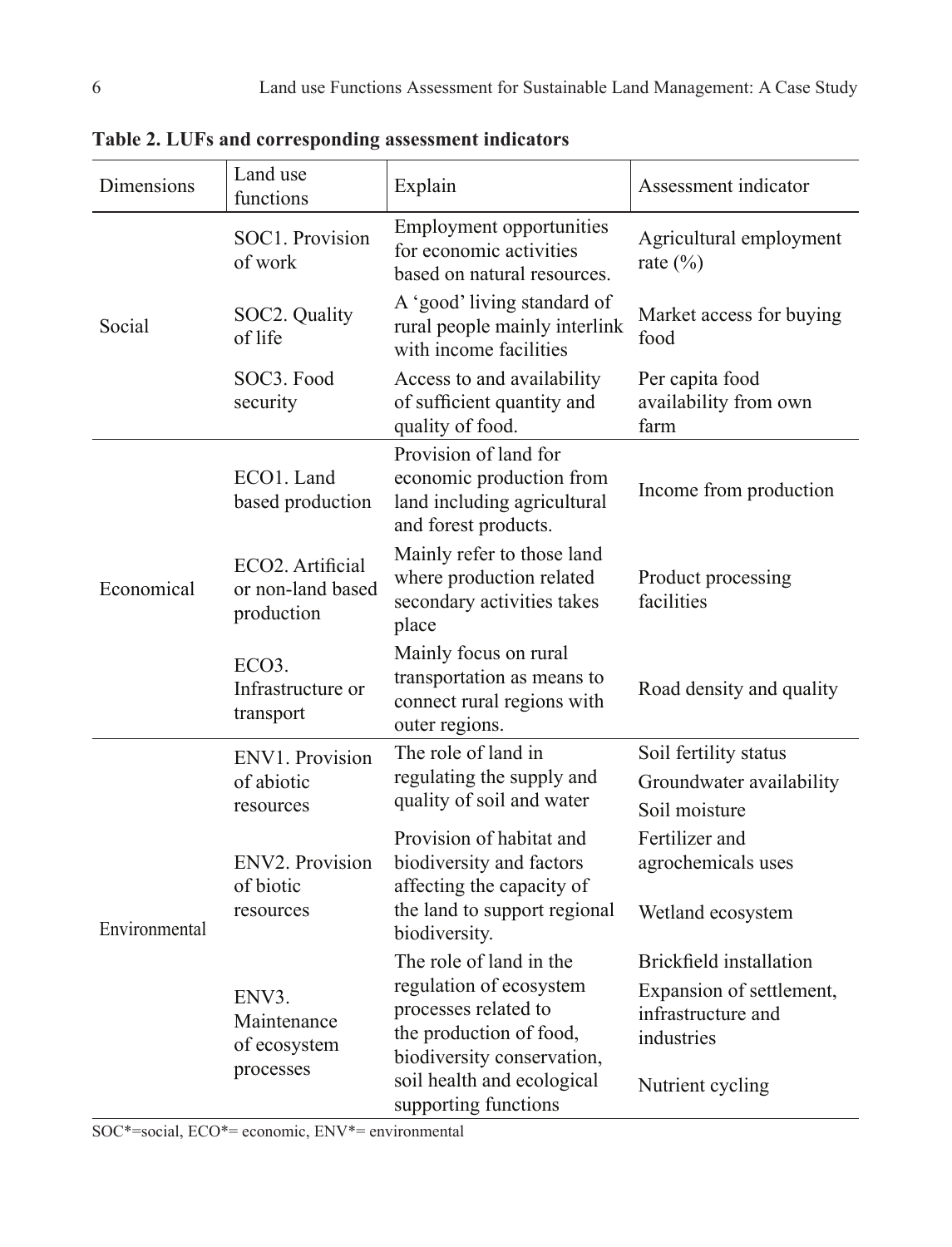**Table 2. LUFs and corresponding assessment indicators**

| Dimensions | Land use functions | Explain | Assessment indicator |
|---|---|---|---|
| Social | SOC1. Provision of work | Employment opportunities for economic activities based on natural resources. | Agricultural employment rate (%) |
| | SOC2. Quality of life | A 'good' living standard of rural people mainly interlink with income facilities | Market access for buying food |
| | SOC3. Food security | Access to and availability of sufficient quantity and quality of food. | Per capita food availability from own farm |
| Economical | ECO1. Land based production | Provision of land for economic production from land including agricultural and forest products. | Income from production |
| | ECO2. Artificial or non-land based production | Mainly refer to those land where production related secondary activities takes place | Product processing facilities |
| | ECO3. Infrastructure or transport | Mainly focus on rural transportation as means to connect rural regions with outer regions. | Road density and quality |
| Environmental | ENV1. Provision of abiotic resources | The role of land in regulating the supply and quality of soil and water | Soil fertility status<br>Groundwater availability<br>Soil moisture |
| | ENV2. Provision of biotic resources | Provision of habitat and biodiversity and factors affecting the capacity of the land to support regional biodiversity. | Fertilizer and agrochemicals uses<br>Wetland ecosystem |
| | ENV3. Maintenance of ecosystem processes | The role of land in the regulation of ecosystem processes related to the production of food, biodiversity conservation, soil health and ecological supporting functions | Brickfield installation<br>Expansion of settlement, infrastructure and industries<br>Nutrient cycling |

SOC*=social, ECO*= economic, ENV*= environmental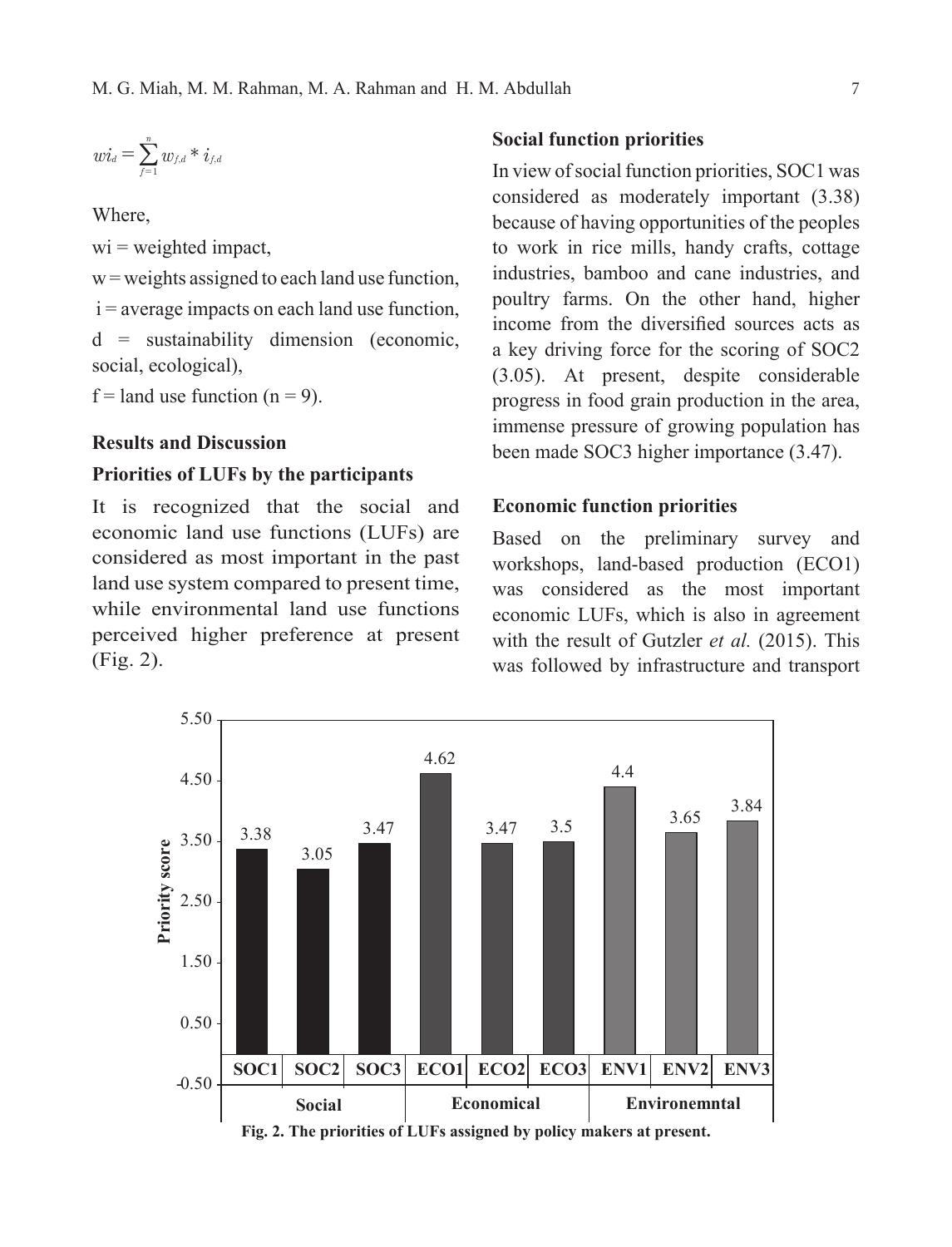$$wi_d = \sum_{f=1}^{n} w_{f,d} * i_{f,d}$$

Where,

wi = weighted impact,

w = weights assigned to each land use function,

i = average impacts on each land use function,

d = sustainability dimension (economic, social, ecological),

f = land use function (n = 9).

## Results and Discussion

### Priorities of LUFs by the participants

It is recognized that the social and economic land use functions (LUFs) are considered as most important in the past land use system compared to present time, while environmental land use functions perceived higher preference at present (Fig. 2).

### Social function priorities

In view of social function priorities, SOC1 was considered as moderately important (3.38) because of having opportunities of the peoples to work in rice mills, handy crafts, cottage industries, bamboo and cane industries, and poultry farms. On the other hand, higher income from the diversified sources acts as a key driving force for the scoring of SOC2 (3.05). At present, despite considerable progress in food grain production in the area, immense pressure of growing population has been made SOC3 higher importance (3.47).

### Economic function priorities

Based on the preliminary survey and workshops, land-based production (ECO1) was considered as the most important economic LUFs, which is also in agreement with the result of Gutzler *et al.* (2015). This was followed by infrastructure and transport

| | Social | | | Economical | | | Environmental | | |
|---|---|---|---|---|---|---|---|---|---|
| LUF | SOC1 | SOC2 | SOC3 | ECO1 | ECO2 | ECO3 | ENV1 | ENV2 | ENV3 |
| Priority score | 3.38 | 3.05 | 3.47 | 4.62 | 3.47 | 3.5 | 4.4 | 3.65 | 3.84 |

**Fig. 2. The priorities of LUFs assigned by policy makers at present.**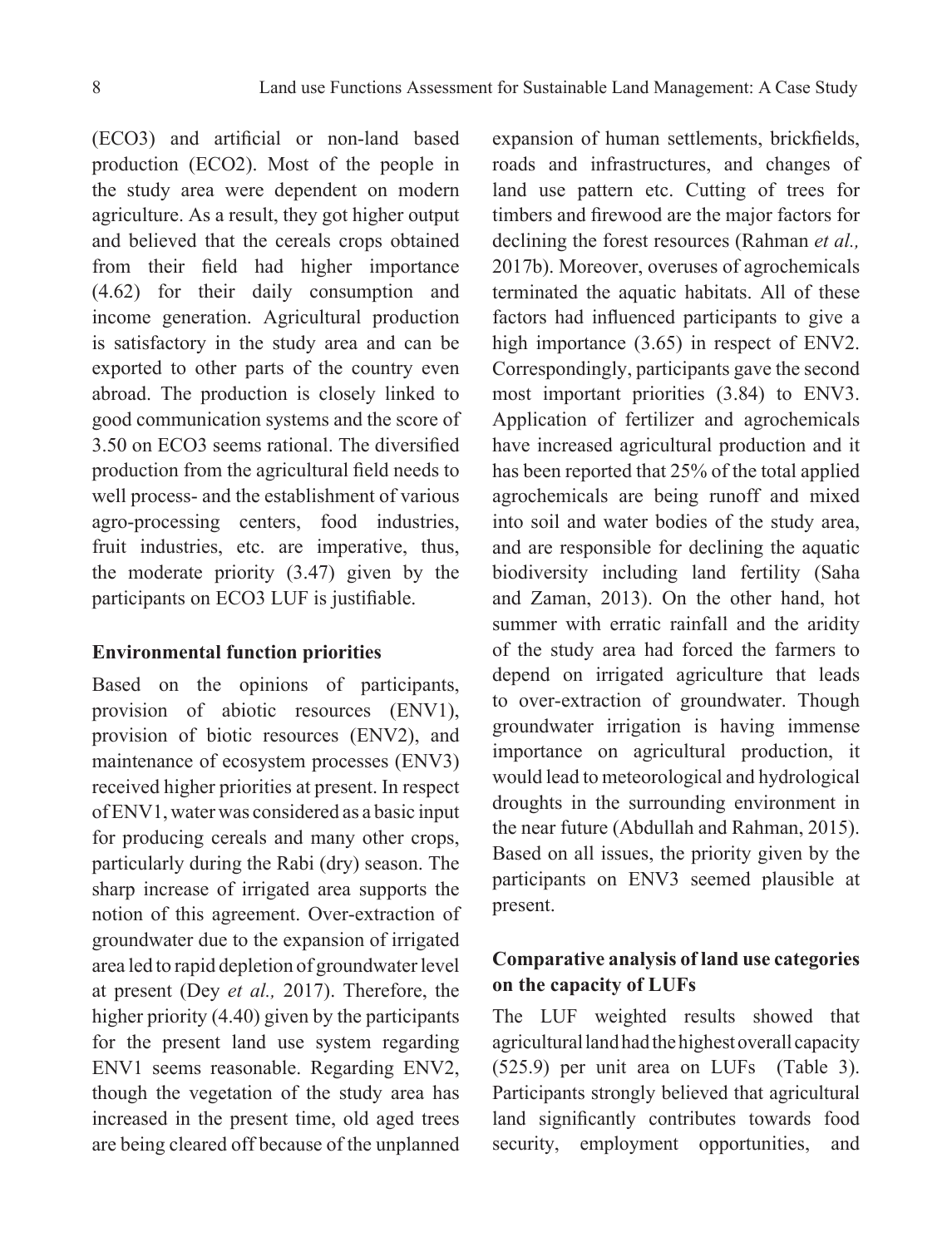(ECO3) and artificial or non-land based production (ECO2). Most of the people in the study area were dependent on modern agriculture. As a result, they got higher output and believed that the cereals crops obtained from their field had higher importance (4.62) for their daily consumption and income generation. Agricultural production is satisfactory in the study area and can be exported to other parts of the country even abroad. The production is closely linked to good communication systems and the score of 3.50 on ECO3 seems rational. The diversified production from the agricultural field needs to well process- and the establishment of various agro-processing centers, food industries, fruit industries, etc. are imperative, thus, the moderate priority (3.47) given by the participants on ECO3 LUF is justifiable.

### Environmental function priorities

Based on the opinions of participants, provision of abiotic resources (ENV1), provision of biotic resources (ENV2), and maintenance of ecosystem processes (ENV3) received higher priorities at present. In respect of ENV1, water was considered as a basic input for producing cereals and many other crops, particularly during the Rabi (dry) season. The sharp increase of irrigated area supports the notion of this agreement. Over-extraction of groundwater due to the expansion of irrigated area led to rapid depletion of groundwater level at present (Dey *et al.,* 2017). Therefore, the higher priority (4.40) given by the participants for the present land use system regarding ENV1 seems reasonable. Regarding ENV2, though the vegetation of the study area has increased in the present time, old aged trees are being cleared off because of the unplanned expansion of human settlements, brickfields, roads and infrastructures, and changes of land use pattern etc. Cutting of trees for timbers and firewood are the major factors for declining the forest resources (Rahman *et al.,* 2017b). Moreover, overuses of agrochemicals terminated the aquatic habitats. All of these factors had influenced participants to give a high importance (3.65) in respect of ENV2. Correspondingly, participants gave the second most important priorities (3.84) to ENV3. Application of fertilizer and agrochemicals have increased agricultural production and it has been reported that 25% of the total applied agrochemicals are being runoff and mixed into soil and water bodies of the study area, and are responsible for declining the aquatic biodiversity including land fertility (Saha and Zaman, 2013). On the other hand, hot summer with erratic rainfall and the aridity of the study area had forced the farmers to depend on irrigated agriculture that leads to over-extraction of groundwater. Though groundwater irrigation is having immense importance on agricultural production, it would lead to meteorological and hydrological droughts in the surrounding environment in the near future (Abdullah and Rahman, 2015). Based on all issues, the priority given by the participants on ENV3 seemed plausible at present.

### Comparative analysis of land use categories on the capacity of LUFs

The LUF weighted results showed that agricultural land had the highest overall capacity (525.9) per unit area on LUFs (Table 3). Participants strongly believed that agricultural land significantly contributes towards food security, employment opportunities, and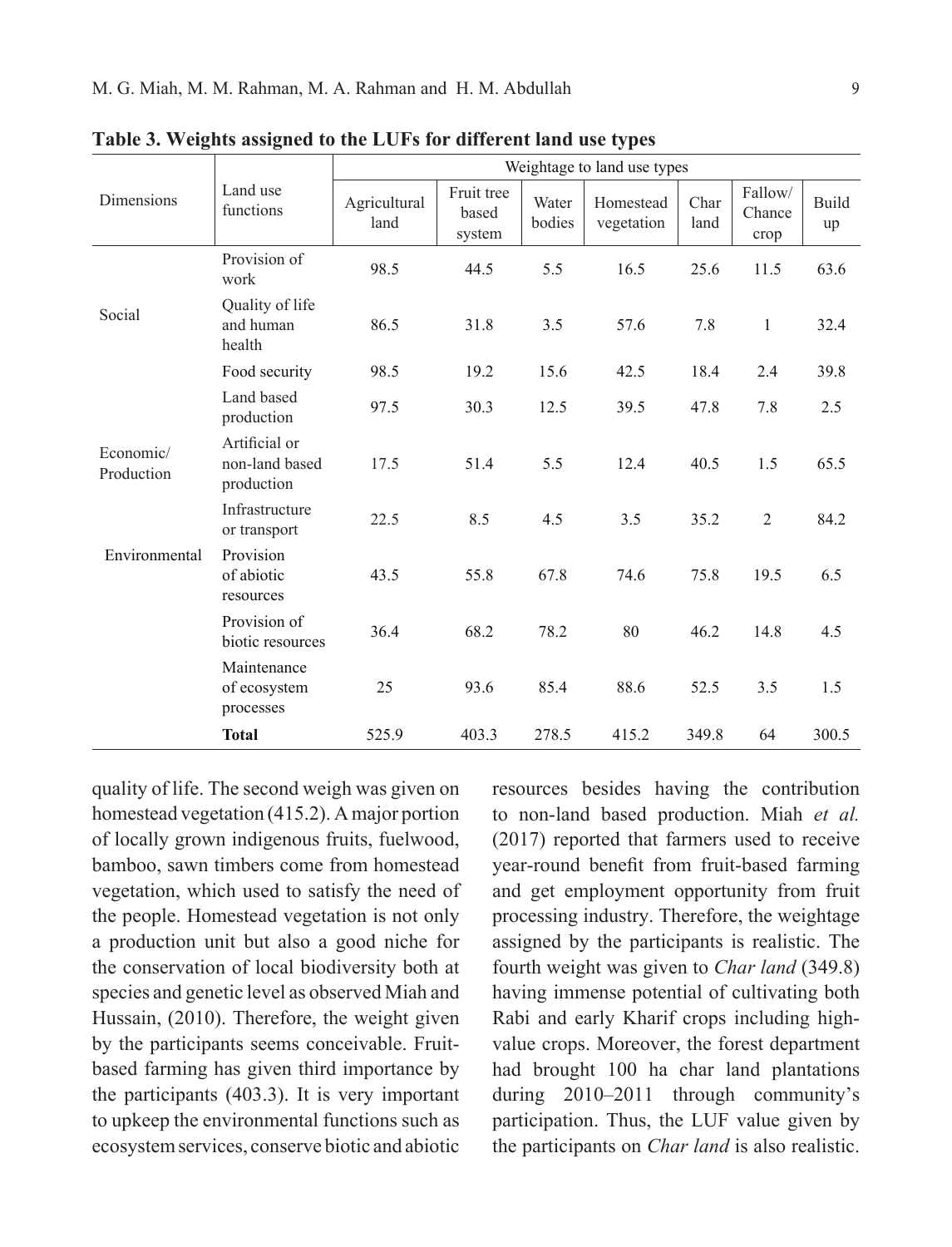**Table 3. Weights assigned to the LUFs for different land use types**

| Dimensions | Land use functions | Weightage to land use types | | | | | | |
|---|---|---|---|---|---|---|---|---|
| | | Agricultural land | Fruit tree based system | Water bodies | Homestead vegetation | Char land | Fallow/ Chance crop | Build up |
| Social | Provision of work | 98.5 | 44.5 | 5.5 | 16.5 | 25.6 | 11.5 | 63.6 |
| | Quality of life and human health | 86.5 | 31.8 | 3.5 | 57.6 | 7.8 | 1 | 32.4 |
| | Food security | 98.5 | 19.2 | 15.6 | 42.5 | 18.4 | 2.4 | 39.8 |
| Economic/ Production | Land based production | 97.5 | 30.3 | 12.5 | 39.5 | 47.8 | 7.8 | 2.5 |
| | Artificial or non-land based production | 17.5 | 51.4 | 5.5 | 12.4 | 40.5 | 1.5 | 65.5 |
| | Infrastructure or transport | 22.5 | 8.5 | 4.5 | 3.5 | 35.2 | 2 | 84.2 |
| Environmental | Provision of abiotic resources | 43.5 | 55.8 | 67.8 | 74.6 | 75.8 | 19.5 | 6.5 |
| | Provision of biotic resources | 36.4 | 68.2 | 78.2 | 80 | 46.2 | 14.8 | 4.5 |
| | Maintenance of ecosystem processes | 25 | 93.6 | 85.4 | 88.6 | 52.5 | 3.5 | 1.5 |
| | **Total** | 525.9 | 403.3 | 278.5 | 415.2 | 349.8 | 64 | 300.5 |

quality of life. The second weigh was given on homestead vegetation (415.2). A major portion of locally grown indigenous fruits, fuelwood, bamboo, sawn timbers come from homestead vegetation, which used to satisfy the need of the people. Homestead vegetation is not only a production unit but also a good niche for the conservation of local biodiversity both at species and genetic level as observed Miah and Hussain, (2010). Therefore, the weight given by the participants seems conceivable. Fruit-based farming has given third importance by the participants (403.3). It is very important to upkeep the environmental functions such as ecosystem services, conserve biotic and abiotic resources besides having the contribution to non-land based production. Miah *et al.* (2017) reported that farmers used to receive year-round benefit from fruit-based farming and get employment opportunity from fruit processing industry. Therefore, the weightage assigned by the participants is realistic. The fourth weight was given to *Char land* (349.8) having immense potential of cultivating both Rabi and early Kharif crops including high-value crops. Moreover, the forest department had brought 100 ha char land plantations during 2010–2011 through community's participation. Thus, the LUF value given by the participants on *Char land* is also realistic.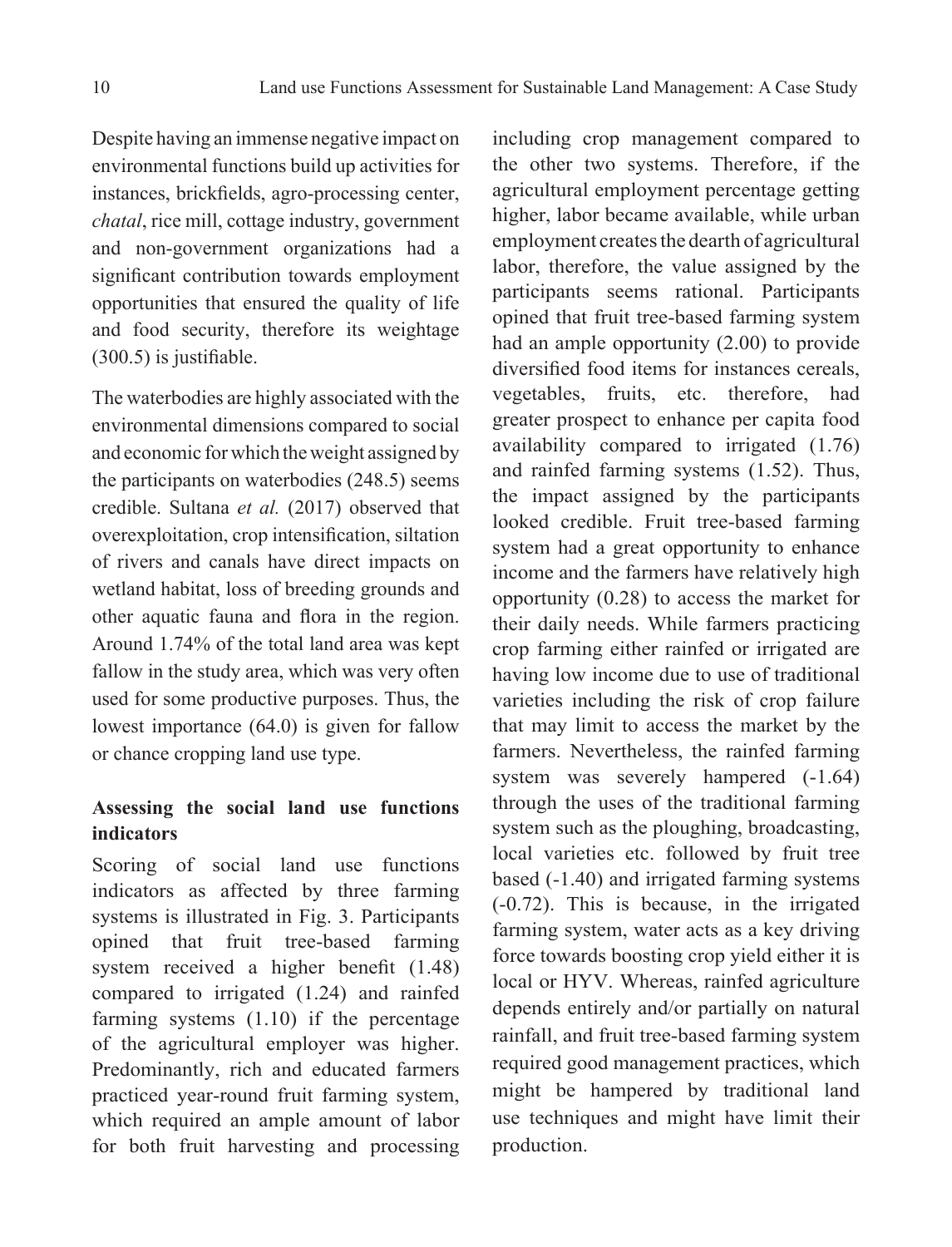Despite having an immense negative impact on environmental functions build up activities for instances, brickfields, agro-processing center, *chatal*, rice mill, cottage industry, government and non-government organizations had a significant contribution towards employment opportunities that ensured the quality of life and food security, therefore its weightage (300.5) is justifiable.

The waterbodies are highly associated with the environmental dimensions compared to social and economic for which the weight assigned by the participants on waterbodies (248.5) seems credible. Sultana *et al.* (2017) observed that overexploitation, crop intensification, siltation of rivers and canals have direct impacts on wetland habitat, loss of breeding grounds and other aquatic fauna and flora in the region. Around 1.74% of the total land area was kept fallow in the study area, which was very often used for some productive purposes. Thus, the lowest importance (64.0) is given for fallow or chance cropping land use type.

### Assessing the social land use functions indicators

Scoring of social land use functions indicators as affected by three farming systems is illustrated in Fig. 3. Participants opined that fruit tree-based farming system received a higher benefit (1.48) compared to irrigated (1.24) and rainfed farming systems (1.10) if the percentage of the agricultural employer was higher. Predominantly, rich and educated farmers practiced year-round fruit farming system, which required an ample amount of labor for both fruit harvesting and processing including crop management compared to the other two systems. Therefore, if the agricultural employment percentage getting higher, labor became available, while urban employment creates the dearth of agricultural labor, therefore, the value assigned by the participants seems rational. Participants opined that fruit tree-based farming system had an ample opportunity (2.00) to provide diversified food items for instances cereals, vegetables, fruits, etc. therefore, had greater prospect to enhance per capita food availability compared to irrigated (1.76) and rainfed farming systems (1.52). Thus, the impact assigned by the participants looked credible. Fruit tree-based farming system had a great opportunity to enhance income and the farmers have relatively high opportunity (0.28) to access the market for their daily needs. While farmers practicing crop farming either rainfed or irrigated are having low income due to use of traditional varieties including the risk of crop failure that may limit to access the market by the farmers. Nevertheless, the rainfed farming system was severely hampered (-1.64) through the uses of the traditional farming system such as the ploughing, broadcasting, local varieties etc. followed by fruit tree based (-1.40) and irrigated farming systems (-0.72). This is because, in the irrigated farming system, water acts as a key driving force towards boosting crop yield either it is local or HYV. Whereas, rainfed agriculture depends entirely and/or partially on natural rainfall, and fruit tree-based farming system required good management practices, which might be hampered by traditional land use techniques and might have limit their production.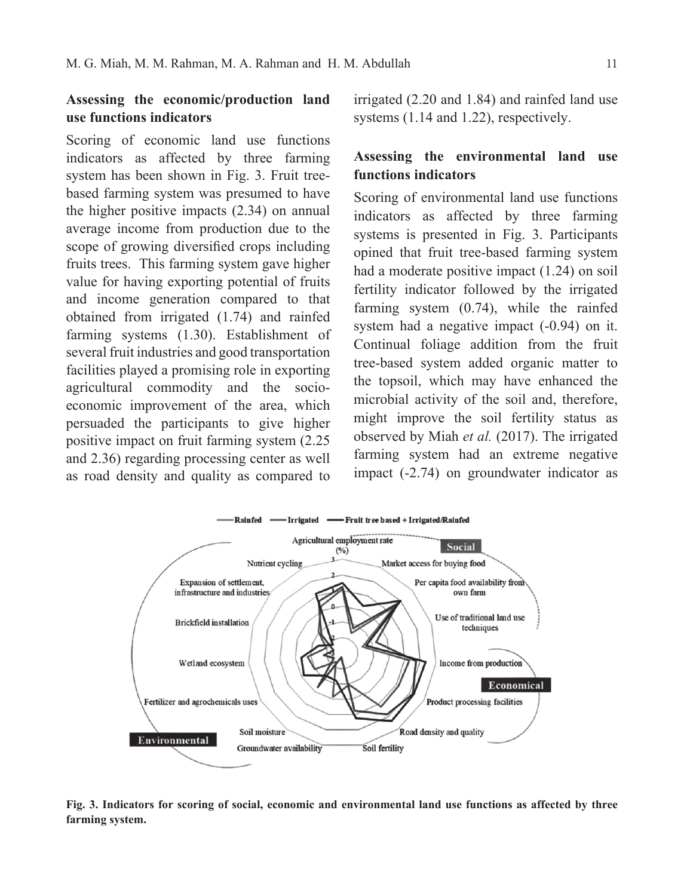### Assessing the economic/production land use functions indicators

Scoring of economic land use functions indicators as affected by three farming system has been shown in Fig. 3. Fruit tree-based farming system was presumed to have the higher positive impacts (2.34) on annual average income from production due to the scope of growing diversified crops including fruits trees. This farming system gave higher value for having exporting potential of fruits and income generation compared to that obtained from irrigated (1.74) and rainfed farming systems (1.30). Establishment of several fruit industries and good transportation facilities played a promising role in exporting agricultural commodity and the socio-economic improvement of the area, which persuaded the participants to give higher positive impact on fruit farming system (2.25 and 2.36) regarding processing center as well as road density and quality as compared to irrigated (2.20 and 1.84) and rainfed land use systems (1.14 and 1.22), respectively.

### Assessing the environmental land use functions indicators

Scoring of environmental land use functions indicators as affected by three farming systems is presented in Fig. 3. Participants opined that fruit tree-based farming system had a moderate positive impact (1.24) on soil fertility indicator followed by the irrigated farming system (0.74), while the rainfed system had a negative impact (-0.94) on it. Continual foliage addition from the fruit tree-based system added organic matter to the topsoil, which may have enhanced the microbial activity of the soil and, therefore, might improve the soil fertility status as observed by Miah *et al.* (2017). The irrigated farming system had an extreme negative impact (-2.74) on groundwater indicator as

**Fig. 3. Indicators for scoring of social, economic and environmental land use functions as affected by three farming system.**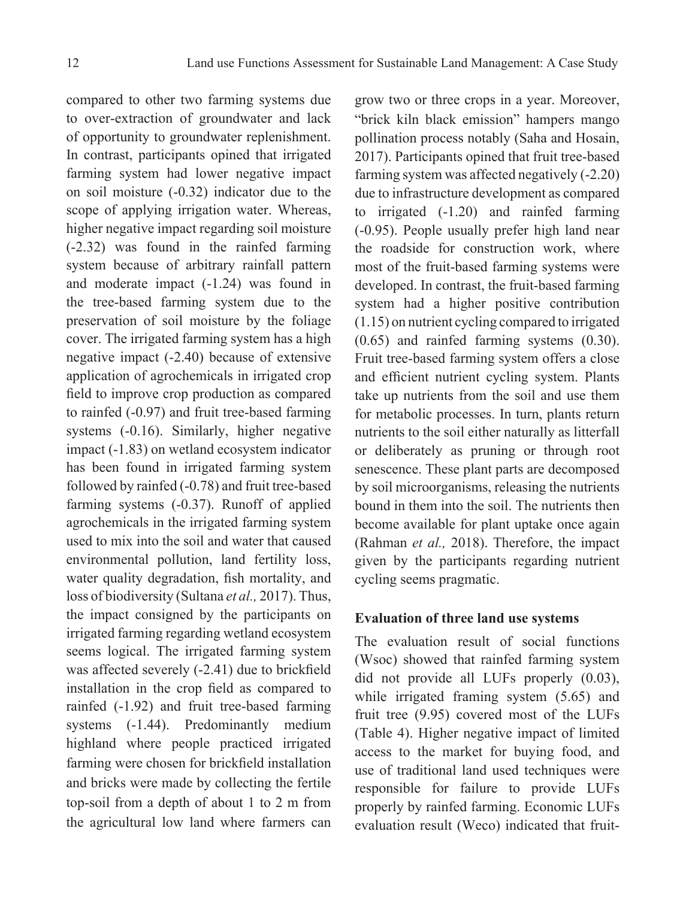compared to other two farming systems due to over-extraction of groundwater and lack of opportunity to groundwater replenishment. In contrast, participants opined that irrigated farming system had lower negative impact on soil moisture (-0.32) indicator due to the scope of applying irrigation water. Whereas, higher negative impact regarding soil moisture (-2.32) was found in the rainfed farming system because of arbitrary rainfall pattern and moderate impact (-1.24) was found in the tree-based farming system due to the preservation of soil moisture by the foliage cover. The irrigated farming system has a high negative impact (-2.40) because of extensive application of agrochemicals in irrigated crop field to improve crop production as compared to rainfed (-0.97) and fruit tree-based farming systems (-0.16). Similarly, higher negative impact (-1.83) on wetland ecosystem indicator has been found in irrigated farming system followed by rainfed (-0.78) and fruit tree-based farming systems (-0.37). Runoff of applied agrochemicals in the irrigated farming system used to mix into the soil and water that caused environmental pollution, land fertility loss, water quality degradation, fish mortality, and loss of biodiversity (Sultana *et al.,* 2017). Thus, the impact consigned by the participants on irrigated farming regarding wetland ecosystem seems logical. The irrigated farming system was affected severely (-2.41) due to brickfield installation in the crop field as compared to rainfed (-1.92) and fruit tree-based farming systems (-1.44). Predominantly medium highland where people practiced irrigated farming were chosen for brickfield installation and bricks were made by collecting the fertile top-soil from a depth of about 1 to 2 m from the agricultural low land where farmers can grow two or three crops in a year. Moreover, "brick kiln black emission" hampers mango pollination process notably (Saha and Hosain, 2017). Participants opined that fruit tree-based farming system was affected negatively (-2.20) due to infrastructure development as compared to irrigated (-1.20) and rainfed farming (-0.95). People usually prefer high land near the roadside for construction work, where most of the fruit-based farming systems were developed. In contrast, the fruit-based farming system had a higher positive contribution (1.15) on nutrient cycling compared to irrigated (0.65) and rainfed farming systems (0.30). Fruit tree-based farming system offers a close and efficient nutrient cycling system. Plants take up nutrients from the soil and use them for metabolic processes. In turn, plants return nutrients to the soil either naturally as litterfall or deliberately as pruning or through root senescence. These plant parts are decomposed by soil microorganisms, releasing the nutrients bound in them into the soil. The nutrients then become available for plant uptake once again (Rahman *et al.,* 2018). Therefore, the impact given by the participants regarding nutrient cycling seems pragmatic.

**Evaluation of three land use systems**

The evaluation result of social functions (Wsoc) showed that rainfed farming system did not provide all LUFs properly (0.03), while irrigated framing system (5.65) and fruit tree (9.95) covered most of the LUFs (Table 4). Higher negative impact of limited access to the market for buying food, and use of traditional land used techniques were responsible for failure to provide LUFs properly by rainfed farming. Economic LUFs evaluation result (Weco) indicated that fruit-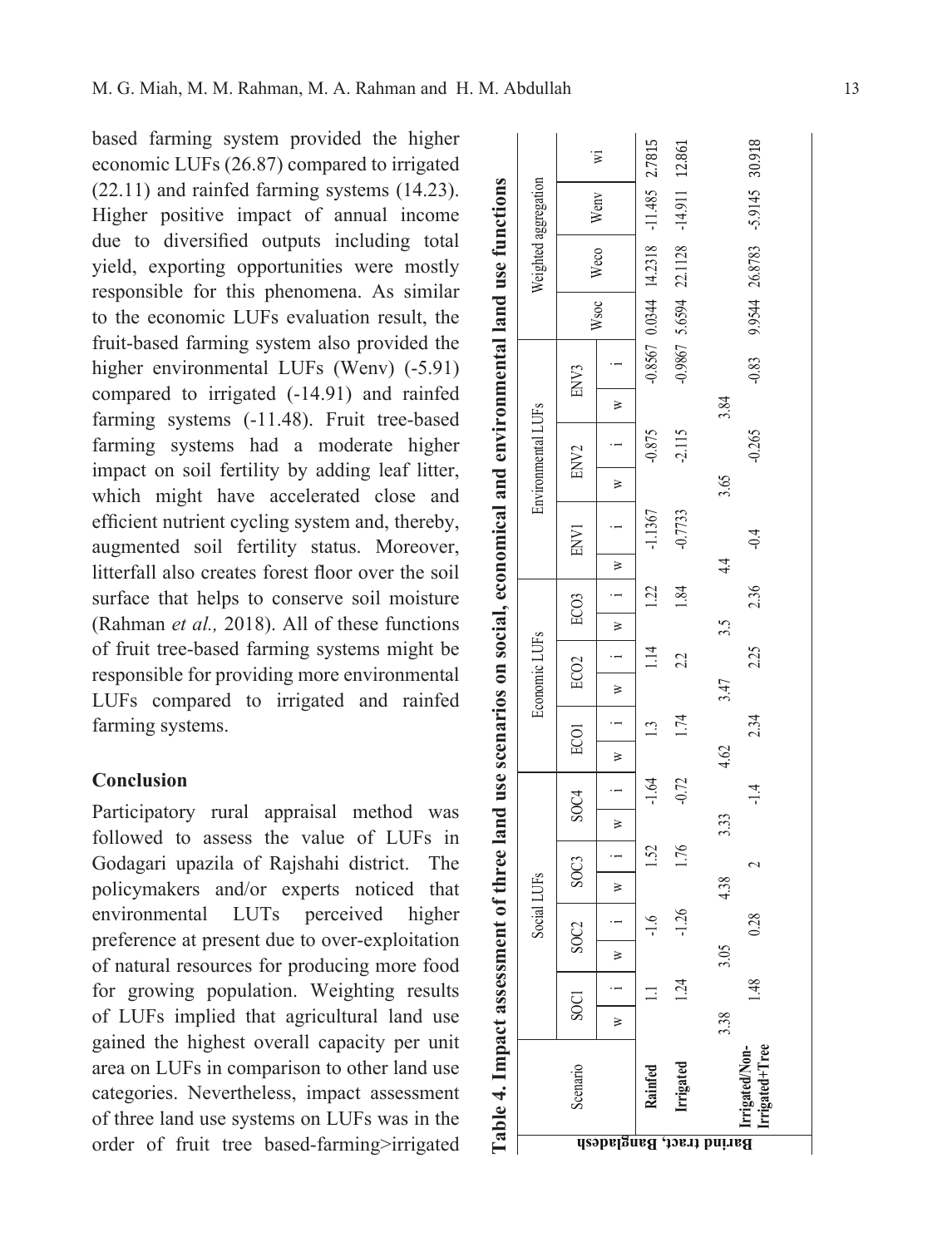based farming system provided the higher economic LUFs (26.87) compared to irrigated (22.11) and rainfed farming systems (14.23). Higher positive impact of annual income due to diversified outputs including total yield, exporting opportunities were mostly responsible for this phenomena. As similar to the economic LUFs evaluation result, the fruit-based farming system also provided the higher environmental LUFs (Wenv) (-5.91) compared to irrigated (-14.91) and rainfed farming systems (-11.48). Fruit tree-based farming systems had a moderate higher impact on soil fertility by adding leaf litter, which might have accelerated close and efficient nutrient cycling system and, thereby, augmented soil fertility status. Moreover, litterfall also creates forest floor over the soil surface that helps to conserve soil moisture (Rahman *et al.,* 2018). All of these functions of fruit tree-based farming systems might be responsible for providing more environmental LUFs compared to irrigated and rainfed farming systems.

## Conclusion

Participatory rural appraisal method was followed to assess the value of LUFs in Godagari upazila of Rajshahi district. The policymakers and/or experts noticed that environmental LUTs perceived higher preference at present due to over-exploitation of natural resources for producing more food for growing population. Weighting results of LUFs implied that agricultural land use gained the highest overall capacity per unit area on LUFs in comparison to other land use categories. Nevertheless, impact assessment of three land use systems on LUFs was in the order of fruit tree based-farming>irrigated

**Table 4. Impact assessment of three land use scenarios on social, economical and environmental land use functions**

| | Scenario | Social LUFs | | | | | | | | Economic LUFs | | | | | | Environmental LUFs | | | | | | Weighted aggregation | | | |
|---|---|---|---|---|---|---|---|---|---|---|---|---|---|---|---|---|---|---|---|---|---|---|---|---|---|
| | | SOC1 | | SOC2 | | SOC3 | | SOC4 | | ECO1 | | ECO2 | | ECO3 | | ENV1 | | ENV2 | | ENV3 | | Wsoc | Weco | Wenv | wi |
| | | w | i | w | i | w | i | w | i | w | i | w | i | w | i | w | i | w | i | w | i | | | | |
| Barind tract, Bangladesh | Rainfed | | 1.1 | | -1.6 | | 1.52 | | -1.64 | | 1.3 | | 1.14 | | 1.22 | | -1.1367 | | -0.875 | | -0.8567 | 0.0344 | 14.2318 | -11.485 | 2.7815 |
| | Irrigated | | 1.24 | | -1.26 | | 1.76 | | -0.72 | | 1.74 | | 2.2 | | 1.84 | | -0.7733 | | -2.115 | | -0.9867 | 5.6594 | 22.1128 | -14.911 | 12.861 |
| | | 3.38 | | 3.05 | | 4.38 | | 3.33 | | 4.62 | | 3.47 | | 3.5 | | 4.4 | | 3.65 | | 3.84 | | | | | |
| | Irrigated/Non-Irrigated+Tree | | 1.48 | | 0.28 | | 2 | | -1.4 | | 2.34 | | 2.25 | | 2.36 | | -0.4 | | -0.265 | | -0.83 | 9.9544 | 26.8783 | -5.9145 | 30.918 |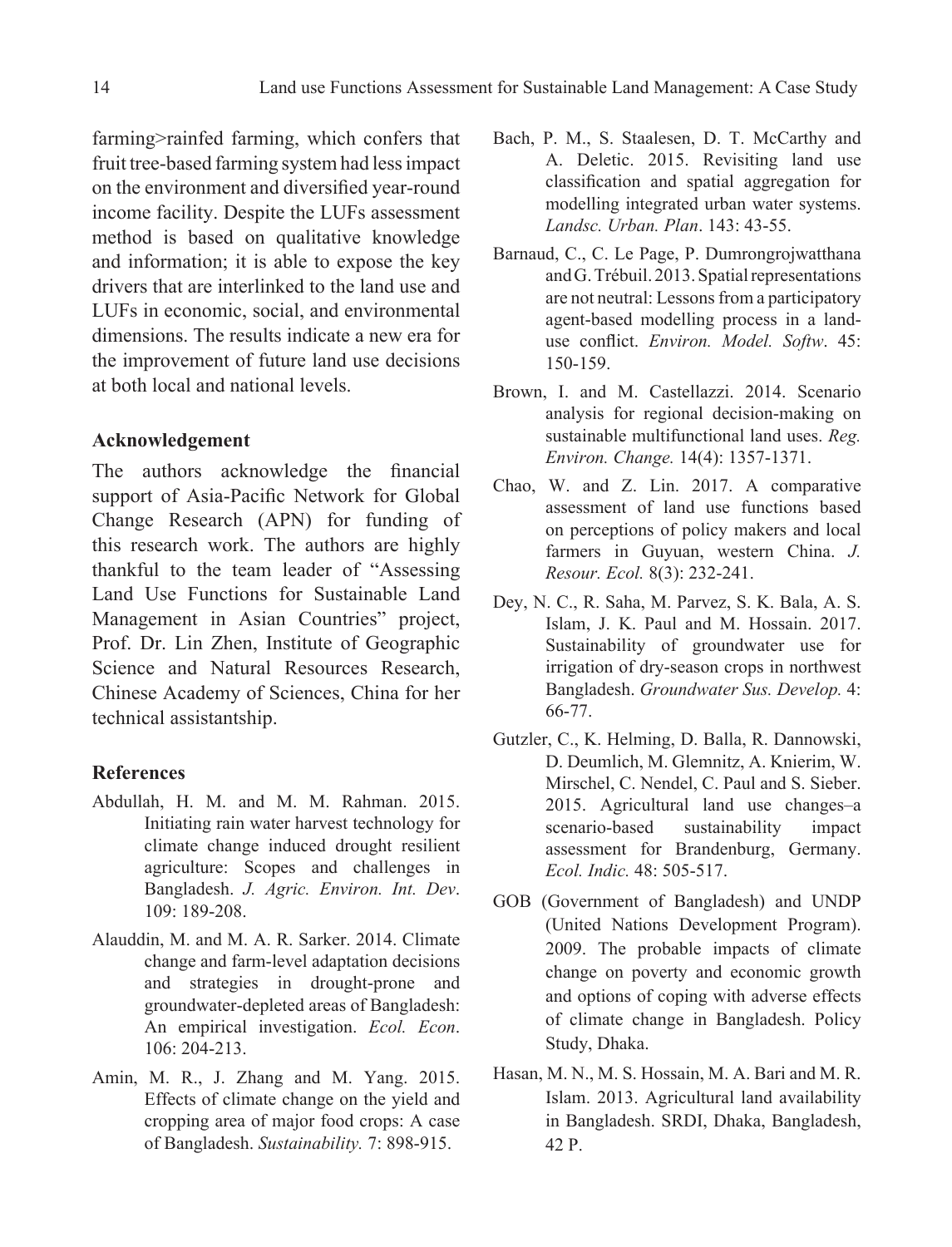farming>rainfed farming, which confers that fruit tree-based farming system had less impact on the environment and diversified year-round income facility. Despite the LUFs assessment method is based on qualitative knowledge and information; it is able to expose the key drivers that are interlinked to the land use and LUFs in economic, social, and environmental dimensions. The results indicate a new era for the improvement of future land use decisions at both local and national levels.

## Acknowledgement

The authors acknowledge the financial support of Asia-Pacific Network for Global Change Research (APN) for funding of this research work. The authors are highly thankful to the team leader of "Assessing Land Use Functions for Sustainable Land Management in Asian Countries" project, Prof. Dr. Lin Zhen, Institute of Geographic Science and Natural Resources Research, Chinese Academy of Sciences, China for her technical assistantship.

## References

Abdullah, H. M. and M. M. Rahman. 2015. Initiating rain water harvest technology for climate change induced drought resilient agriculture: Scopes and challenges in Bangladesh. *J. Agric. Environ. Int. Dev*. 109: 189-208.

Alauddin, M. and M. A. R. Sarker. 2014. Climate change and farm-level adaptation decisions and strategies in drought-prone and groundwater-depleted areas of Bangladesh: An empirical investigation. *Ecol. Econ*. 106: 204-213.

Amin, M. R., J. Zhang and M. Yang. 2015. Effects of climate change on the yield and cropping area of major food crops: A case of Bangladesh. *Sustainability.* 7: 898-915.

Bach, P. M., S. Staalesen, D. T. McCarthy and A. Deletic. 2015. Revisiting land use classification and spatial aggregation for modelling integrated urban water systems. *Landsc. Urban. Plan*. 143: 43-55.

Barnaud, C., C. Le Page, P. Dumrongrojwatthana and G. Trébuil. 2013. Spatial representations are not neutral: Lessons from a participatory agent-based modelling process in a land-use conflict. *Environ. Model. Softw*. 45: 150-159.

Brown, I. and M. Castellazzi. 2014. Scenario analysis for regional decision-making on sustainable multifunctional land uses. *Reg. Environ. Change.* 14(4): 1357-1371.

Chao, W. and Z. Lin. 2017. A comparative assessment of land use functions based on perceptions of policy makers and local farmers in Guyuan, western China. *J. Resour. Ecol.* 8(3): 232-241.

Dey, N. C., R. Saha, M. Parvez, S. K. Bala, A. S. Islam, J. K. Paul and M. Hossain. 2017. Sustainability of groundwater use for irrigation of dry-season crops in northwest Bangladesh. *Groundwater Sus. Develop.* 4: 66-77.

Gutzler, C., K. Helming, D. Balla, R. Dannowski, D. Deumlich, M. Glemnitz, A. Knierim, W. Mirschel, C. Nendel, C. Paul and S. Sieber. 2015. Agricultural land use changes–a scenario-based sustainability impact assessment for Brandenburg, Germany. *Ecol. Indic.* 48: 505-517.

GOB (Government of Bangladesh) and UNDP (United Nations Development Program). 2009. The probable impacts of climate change on poverty and economic growth and options of coping with adverse effects of climate change in Bangladesh. Policy Study, Dhaka.

Hasan, M. N., M. S. Hossain, M. A. Bari and M. R. Islam. 2013. Agricultural land availability in Bangladesh. SRDI, Dhaka, Bangladesh, 42 P.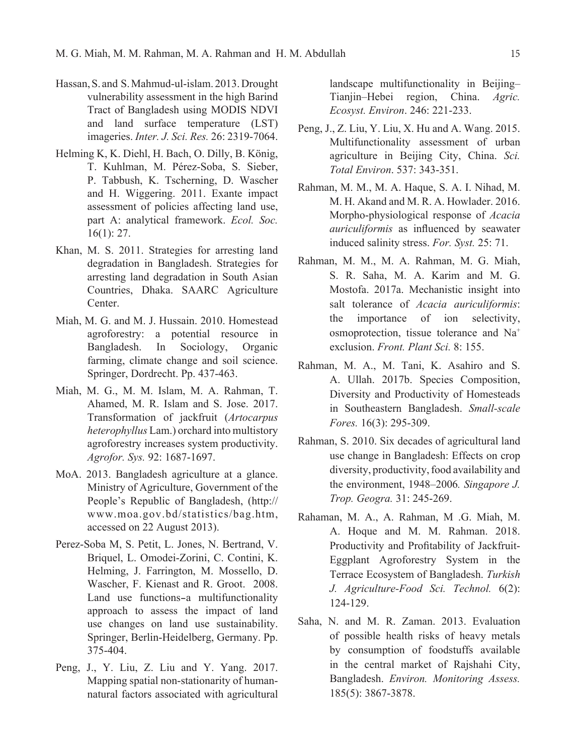Hassan, S. and S. Mahmud-ul-islam. 2013. Drought vulnerability assessment in the high Barind Tract of Bangladesh using MODIS NDVI and land surface temperature (LST) imageries. *Inter. J. Sci. Res.* 26: 2319-7064.

Helming K, K. Diehl, H. Bach, O. Dilly, B. König, T. Kuhlman, M. Pérez-Soba, S. Sieber, P. Tabbush, K. Tscherning, D. Wascher and H. Wiggering. 2011. Exante impact assessment of policies affecting land use, part A: analytical framework. *Ecol. Soc.* 16(1): 27.

Khan, M. S. 2011. Strategies for arresting land degradation in Bangladesh. Strategies for arresting land degradation in South Asian Countries, Dhaka. SAARC Agriculture Center.

Miah, M. G. and M. J. Hussain. 2010. Homestead agroforestry: a potential resource in Bangladesh. In Sociology, Organic farming, climate change and soil science. Springer, Dordrecht. Pp. 437-463.

Miah, M. G., M. M. Islam, M. A. Rahman, T. Ahamed, M. R. Islam and S. Jose. 2017. Transformation of jackfruit (*Artocarpus heterophyllus* Lam.) orchard into multistory agroforestry increases system productivity. *Agrofor. Sys.* 92: 1687-1697.

MoA. 2013. Bangladesh agriculture at a glance. Ministry of Agriculture, Government of the People's Republic of Bangladesh, (http://www.moa.gov.bd/statistics/bag.htm, accessed on 22 August 2013).

Perez-Soba M, S. Petit, L. Jones, N. Bertrand, V. Briquel, L. Omodei-Zorini, C. Contini, K. Helming, J. Farrington, M. Mossello, D. Wascher, F. Kienast and R. Groot. 2008. Land use functions–a multifunctionality approach to assess the impact of land use changes on land use sustainability. Springer, Berlin-Heidelberg, Germany. Pp. 375-404.

Peng, J., Y. Liu, Z. Liu and Y. Yang. 2017. Mapping spatial non-stationarity of human-natural factors associated with agricultural landscape multifunctionality in Beijing–Tianjin–Hebei region, China. *Agric. Ecosyst. Environ*. 246: 221-233.

Peng, J., Z. Liu, Y. Liu, X. Hu and A. Wang. 2015. Multifunctionality assessment of urban agriculture in Beijing City, China. *Sci. Total Environ*. 537: 343-351.

Rahman, M. M., M. A. Haque, S. A. I. Nihad, M. M. H. Akand and M. R. A. Howlader. 2016. Morpho-physiological response of *Acacia auriculiformis* as influenced by seawater induced salinity stress. *For. Syst.* 25: 71.

Rahman, M. M., M. A. Rahman, M. G. Miah, S. R. Saha, M. A. Karim and M. G. Mostofa. 2017a. Mechanistic insight into salt tolerance of *Acacia auriculiformis*: the importance of ion selectivity, osmoprotection, tissue tolerance and $Na^+$ exclusion. *Front. Plant Sci.* 8: 155.

Rahman, M. A., M. Tani, K. Asahiro and S. A. Ullah. 2017b. Species Composition, Diversity and Productivity of Homesteads in Southeastern Bangladesh. *Small-scale Fores.* 16(3): 295-309.

Rahman, S. 2010. Six decades of agricultural land use change in Bangladesh: Effects on crop diversity, productivity, food availability and the environment, 1948–2006*. Singapore J. Trop. Geogra.* 31: 245-269.

Rahaman, M. A., A. Rahman, M .G. Miah, M. A. Hoque and M. M. Rahman. 2018. Productivity and Profitability of Jackfruit-Eggplant Agroforestry System in the Terrace Ecosystem of Bangladesh. *Turkish J. Agriculture-Food Sci. Technol.* 6(2): 124-129.

Saha, N. and M. R. Zaman. 2013. Evaluation of possible health risks of heavy metals by consumption of foodstuffs available in the central market of Rajshahi City, Bangladesh. *Environ. Monitoring Assess.* 185(5): 3867-3878.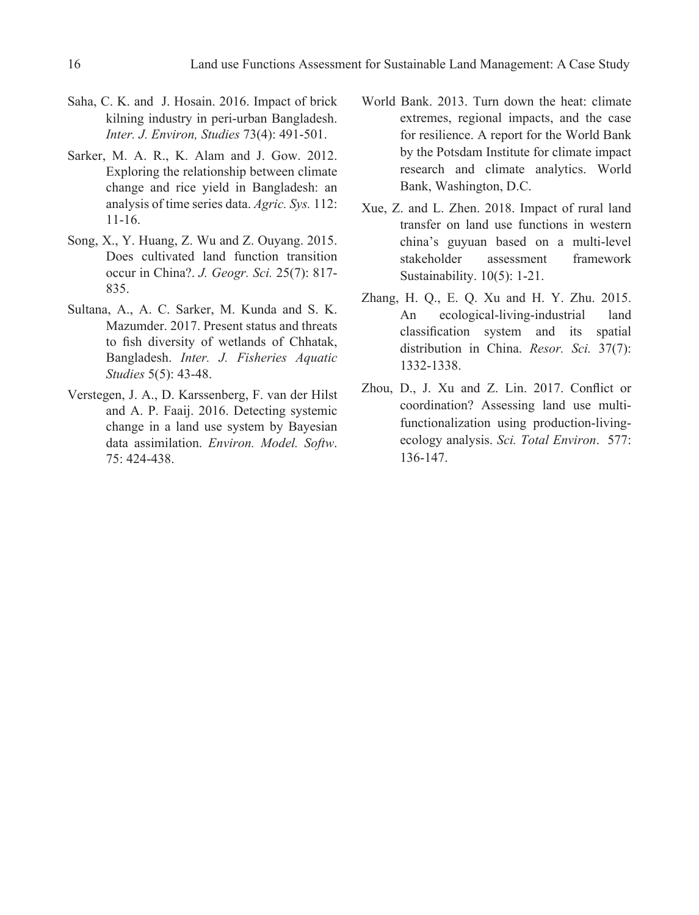Saha, C. K. and J. Hosain. 2016. Impact of brick kilning industry in peri-urban Bangladesh. *Inter. J. Environ, Studies* 73(4): 491-501.

Sarker, M. A. R., K. Alam and J. Gow. 2012. Exploring the relationship between climate change and rice yield in Bangladesh: an analysis of time series data. *Agric. Sys.* 112: 11-16.

Song, X., Y. Huang, Z. Wu and Z. Ouyang. 2015. Does cultivated land function transition occur in China?. *J. Geogr. Sci.* 25(7): 817-835.

Sultana, A., A. C. Sarker, M. Kunda and S. K. Mazumder. 2017. Present status and threats to fish diversity of wetlands of Chhatak, Bangladesh. *Inter. J. Fisheries Aquatic Studies* 5(5): 43-48.

Verstegen, J. A., D. Karssenberg, F. van der Hilst and A. P. Faaij. 2016. Detecting systemic change in a land use system by Bayesian data assimilation. *Environ. Model. Softw*. 75: 424-438.

World Bank. 2013. Turn down the heat: climate extremes, regional impacts, and the case for resilience. A report for the World Bank by the Potsdam Institute for climate impact research and climate analytics. World Bank, Washington, D.C.

Xue, Z. and L. Zhen. 2018. Impact of rural land transfer on land use functions in western china's guyuan based on a multi-level stakeholder assessment framework Sustainability. 10(5): 1-21.

Zhang, H. Q., E. Q. Xu and H. Y. Zhu. 2015. An ecological-living-industrial land classification system and its spatial distribution in China. *Resor. Sci.* 37(7): 1332-1338.

Zhou, D., J. Xu and Z. Lin. 2017. Conflict or coordination? Assessing land use multi-functionalization using production-living-ecology analysis. *Sci. Total Environ*. 577: 136-147.